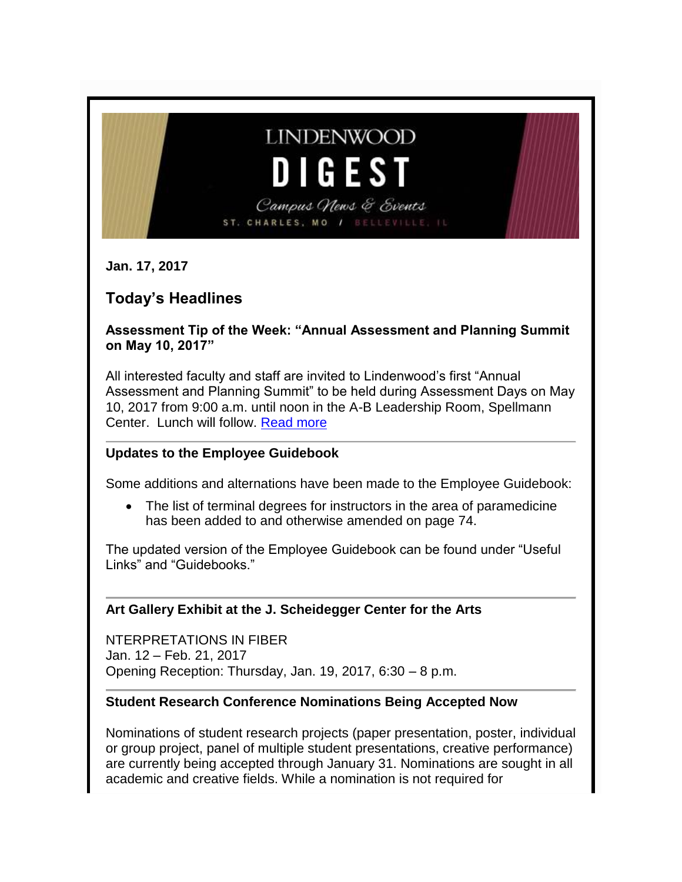# LINDENWOOD DIGEST

*Campus News & Events*

ST. CHARLES, MO / BELLEVILLE, IL

**Jan. 17, 2017**

## Today's Headlines

### Assessment Tip of the Week: "Annual Assessment and Planning Summit on May 10, 2017"

All interested faculty and staff are invited to Lindenwood's first "Annual Assessment and Planning Summit" to be held during Assessment Days on May 10, 2017 from 9:00 a.m. until noon in the A-B Leadership Room, Spellmann Center. Lunch will follow. [Read more]

---

### Updates to the Employee Guidebook

Some additions and alternations have been made to the Employee Guidebook:

- The list of terminal degrees for instructors in the area of paramedicine has been added to and otherwise amended on page 74.

The updated version of the Employee Guidebook can be found under "Useful Links" and "Guidebooks."

---

### Art Gallery Exhibit at the J. Scheidegger Center for the Arts

NTERPRETATIONS IN FIBER
Jan. 12 – Feb. 21, 2017
Opening Reception: Thursday, Jan. 19, 2017, 6:30 – 8 p.m.

---

### Student Research Conference Nominations Being Accepted Now

Nominations of student research projects (paper presentation, poster, individual or group project, panel of multiple student presentations, creative performance) are currently being accepted through January 31. Nominations are sought in all academic and creative fields. While a nomination is not required for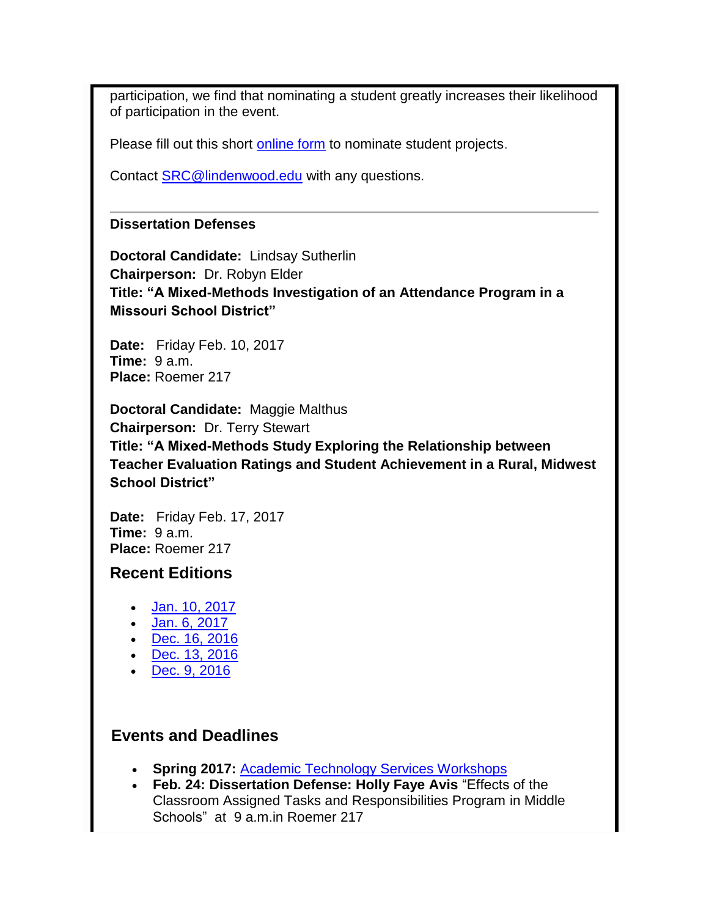participation, we find that nominating a student greatly increases their likelihood of participation in the event.

Please fill out this short online form to nominate student projects.

Contact SRC@lindenwood.edu with any questions.

---

**Dissertation Defenses**

**Doctoral Candidate:** Lindsay Sutherlin
**Chairperson:** Dr. Robyn Elder
**Title: "A Mixed-Methods Investigation of an Attendance Program in a Missouri School District"**

**Date:** Friday Feb. 10, 2017
**Time:** 9 a.m.
**Place:** Roemer 217

**Doctoral Candidate:** Maggie Malthus
**Chairperson:** Dr. Terry Stewart
**Title: "A Mixed-Methods Study Exploring the Relationship between Teacher Evaluation Ratings and Student Achievement in a Rural, Midwest School District"**

**Date:** Friday Feb. 17, 2017
**Time:** 9 a.m.
**Place:** Roemer 217

## Recent Editions

- Jan. 10, 2017
- Jan. 6, 2017
- Dec. 16, 2016
- Dec. 13, 2016
- Dec. 9, 2016

## Events and Deadlines

- **Spring 2017:** Academic Technology Services Workshops
- **Feb. 24: Dissertation Defense: Holly Faye Avis** "Effects of the Classroom Assigned Tasks and Responsibilities Program in Middle Schools" at 9 a.m.in Roemer 217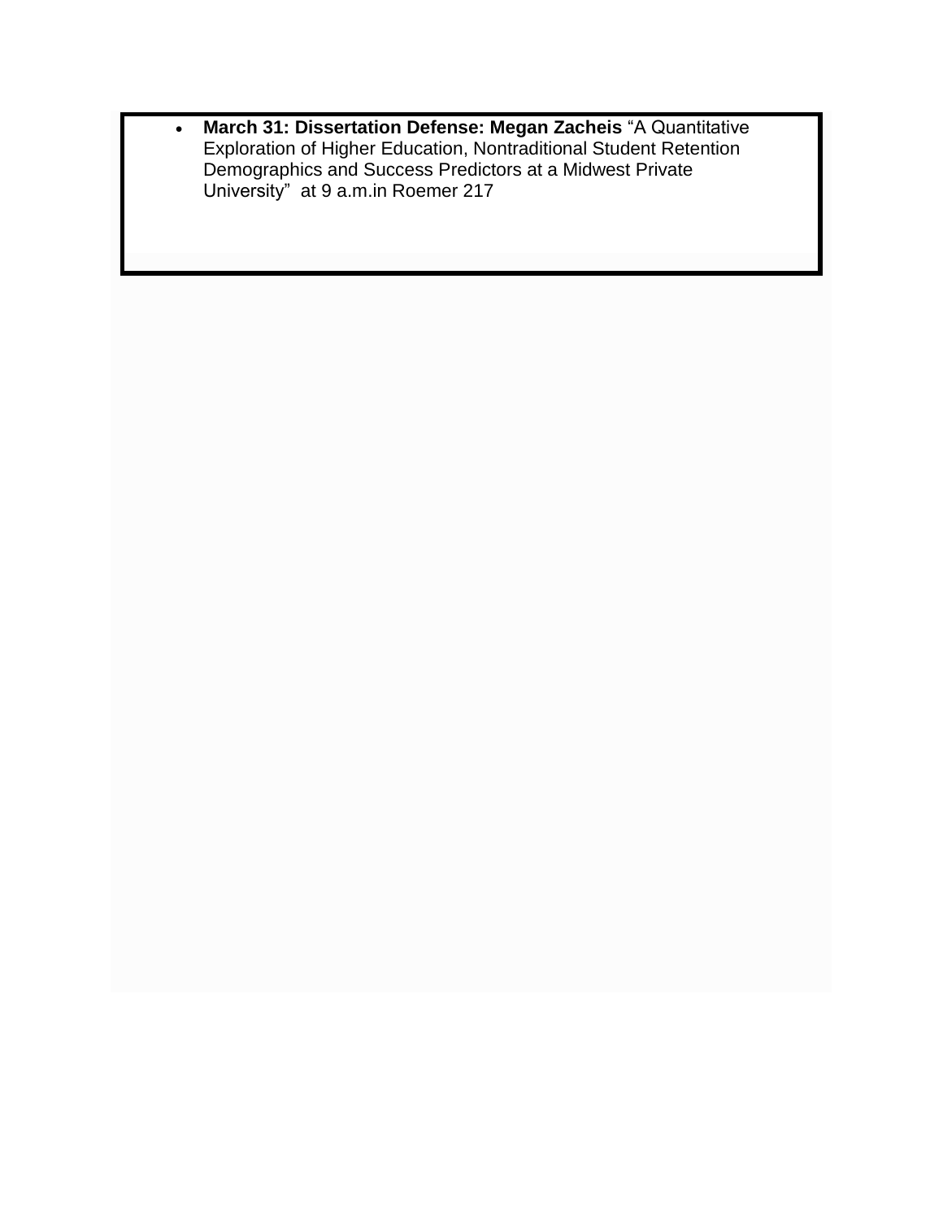- **March 31: Dissertation Defense: Megan Zacheis** “A Quantitative Exploration of Higher Education, Nontraditional Student Retention Demographics and Success Predictors at a Midwest Private University” at 9 a.m.in Roemer 217